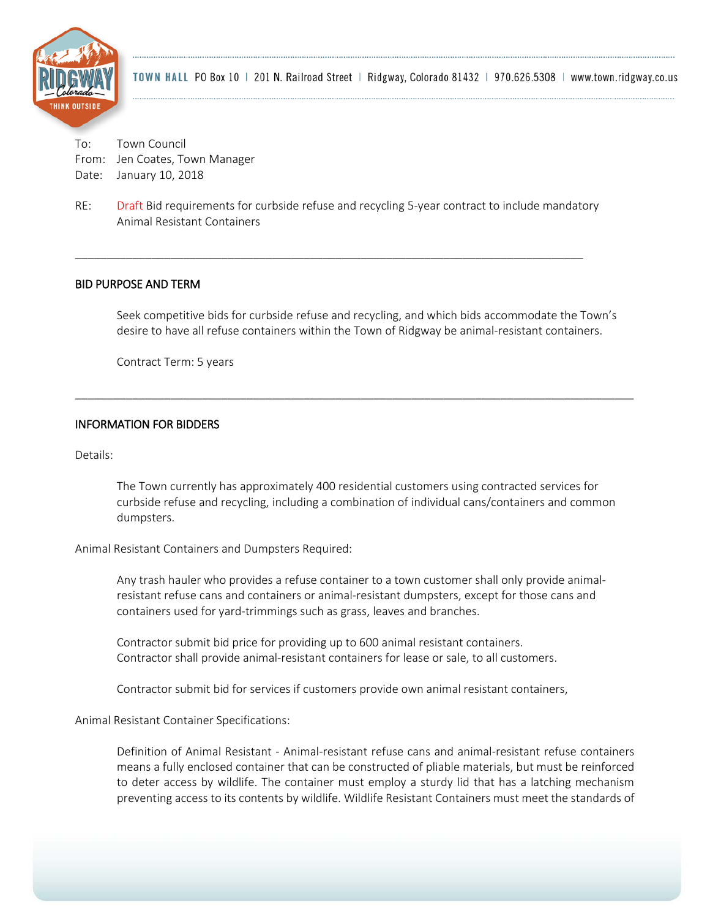TOWN HALL PO Box 10 | 201 N. Railroad Street | Ridgway, Colorado 81432 | 970.626.5308 | www.town.ridgway.co.us

To: Town Council
From: Jen Coates, Town Manager
Date: January 10, 2018

RE: Draft Bid requirements for curbside refuse and recycling 5-year contract to include mandatory Animal Resistant Containers

---

## BID PURPOSE AND TERM

Seek competitive bids for curbside refuse and recycling, and which bids accommodate the Town's desire to have all refuse containers within the Town of Ridgway be animal-resistant containers.

Contract Term: 5 years

---

## INFORMATION FOR BIDDERS

Details:

The Town currently has approximately 400 residential customers using contracted services for curbside refuse and recycling, including a combination of individual cans/containers and common dumpsters.

Animal Resistant Containers and Dumpsters Required:

Any trash hauler who provides a refuse container to a town customer shall only provide animal-resistant refuse cans and containers or animal-resistant dumpsters, except for those cans and containers used for yard-trimmings such as grass, leaves and branches.

Contractor submit bid price for providing up to 600 animal resistant containers.
Contractor shall provide animal-resistant containers for lease or sale, to all customers.

Contractor submit bid for services if customers provide own animal resistant containers,

Animal Resistant Container Specifications:

Definition of Animal Resistant - Animal-resistant refuse cans and animal-resistant refuse containers means a fully enclosed container that can be constructed of pliable materials, but must be reinforced to deter access by wildlife. The container must employ a sturdy lid that has a latching mechanism preventing access to its contents by wildlife. Wildlife Resistant Containers must meet the standards of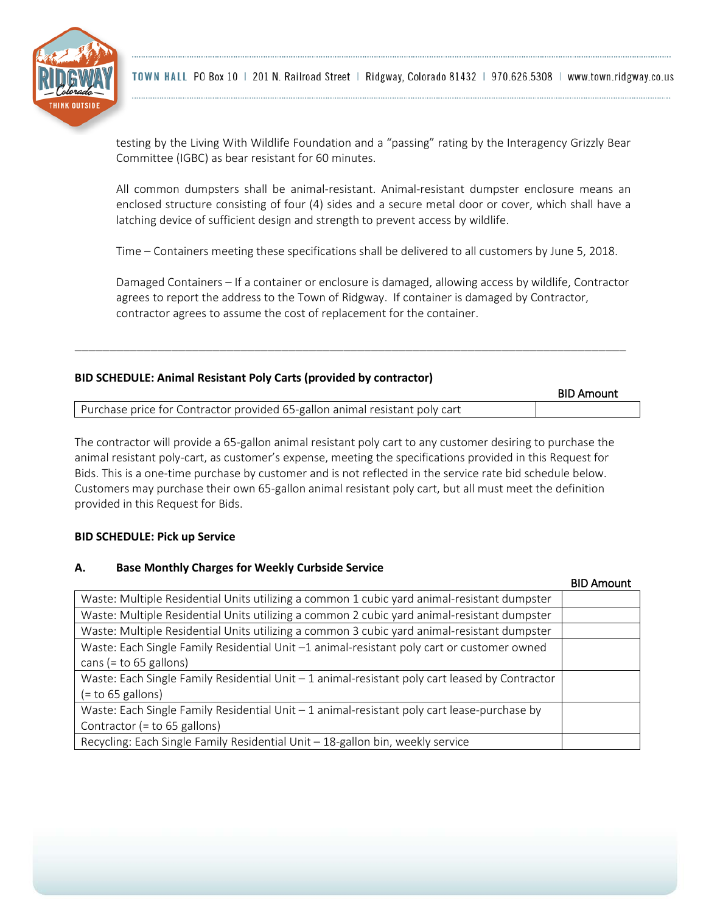testing by the Living With Wildlife Foundation and a "passing" rating by the Interagency Grizzly Bear Committee (IGBC) as bear resistant for 60 minutes.

All common dumpsters shall be animal-resistant. Animal-resistant dumpster enclosure means an enclosed structure consisting of four (4) sides and a secure metal door or cover, which shall have a latching device of sufficient design and strength to prevent access by wildlife.

Time – Containers meeting these specifications shall be delivered to all customers by June 5, 2018.

Damaged Containers – If a container or enclosure is damaged, allowing access by wildlife, Contractor agrees to report the address to the Town of Ridgway. If container is damaged by Contractor, contractor agrees to assume the cost of replacement for the container.

---

**BID SCHEDULE: Animal Resistant Poly Carts (provided by contractor)**

| | BID Amount |
|---|---|
| Purchase price for Contractor provided 65-gallon animal resistant poly cart | |

The contractor will provide a 65-gallon animal resistant poly cart to any customer desiring to purchase the animal resistant poly-cart, as customer's expense, meeting the specifications provided in this Request for Bids. This is a one-time purchase by customer and is not reflected in the service rate bid schedule below. Customers may purchase their own 65-gallon animal resistant poly cart, but all must meet the definition provided in this Request for Bids.

**BID SCHEDULE: Pick up Service**

**A. Base Monthly Charges for Weekly Curbside Service**

| | BID Amount |
|---|---|
| Waste: Multiple Residential Units utilizing a common 1 cubic yard animal-resistant dumpster | |
| Waste: Multiple Residential Units utilizing a common 2 cubic yard animal-resistant dumpster | |
| Waste: Multiple Residential Units utilizing a common 3 cubic yard animal-resistant dumpster | |
| Waste: Each Single Family Residential Unit –1 animal-resistant poly cart or customer owned cans (= to 65 gallons) | |
| Waste: Each Single Family Residential Unit – 1 animal-resistant poly cart leased by Contractor (= to 65 gallons) | |
| Waste: Each Single Family Residential Unit – 1 animal-resistant poly cart lease-purchase by Contractor (= to 65 gallons) | |
| Recycling: Each Single Family Residential Unit – 18-gallon bin, weekly service | |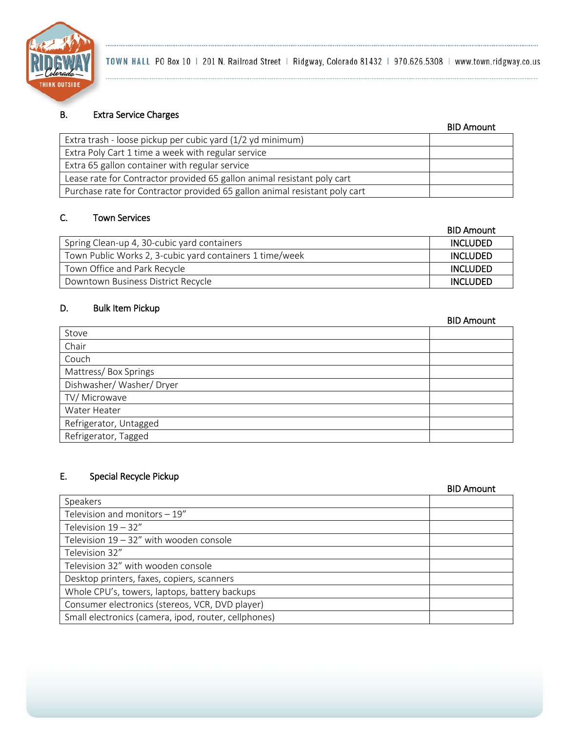### B. Extra Service Charges

| | BID Amount |
|---|---|
| Extra trash - loose pickup per cubic yard (1/2 yd minimum) | |
| Extra Poly Cart 1 time a week with regular service | |
| Extra 65 gallon container with regular service | |
| Lease rate for Contractor provided 65 gallon animal resistant poly cart | |
| Purchase rate for Contractor provided 65 gallon animal resistant poly cart | |

### C. Town Services

| | BID Amount |
|---|---|
| Spring Clean-up 4, 30-cubic yard containers | INCLUDED |
| Town Public Works 2, 3-cubic yard containers 1 time/week | INCLUDED |
| Town Office and Park Recycle | INCLUDED |
| Downtown Business District Recycle | INCLUDED |

### D. Bulk Item Pickup

| | BID Amount |
|---|---|
| Stove | |
| Chair | |
| Couch | |
| Mattress/ Box Springs | |
| Dishwasher/ Washer/ Dryer | |
| TV/ Microwave | |
| Water Heater | |
| Refrigerator, Untagged | |
| Refrigerator, Tagged | |

### E. Special Recycle Pickup

| | BID Amount |
|---|---|
| Speakers | |
| Television and monitors – 19” | |
| Television 19 – 32” | |
| Television 19 – 32” with wooden console | |
| Television 32” | |
| Television 32” with wooden console | |
| Desktop printers, faxes, copiers, scanners | |
| Whole CPU’s, towers, laptops, battery backups | |
| Consumer electronics (stereos, VCR, DVD player) | |
| Small electronics (camera, ipod, router, cellphones) | |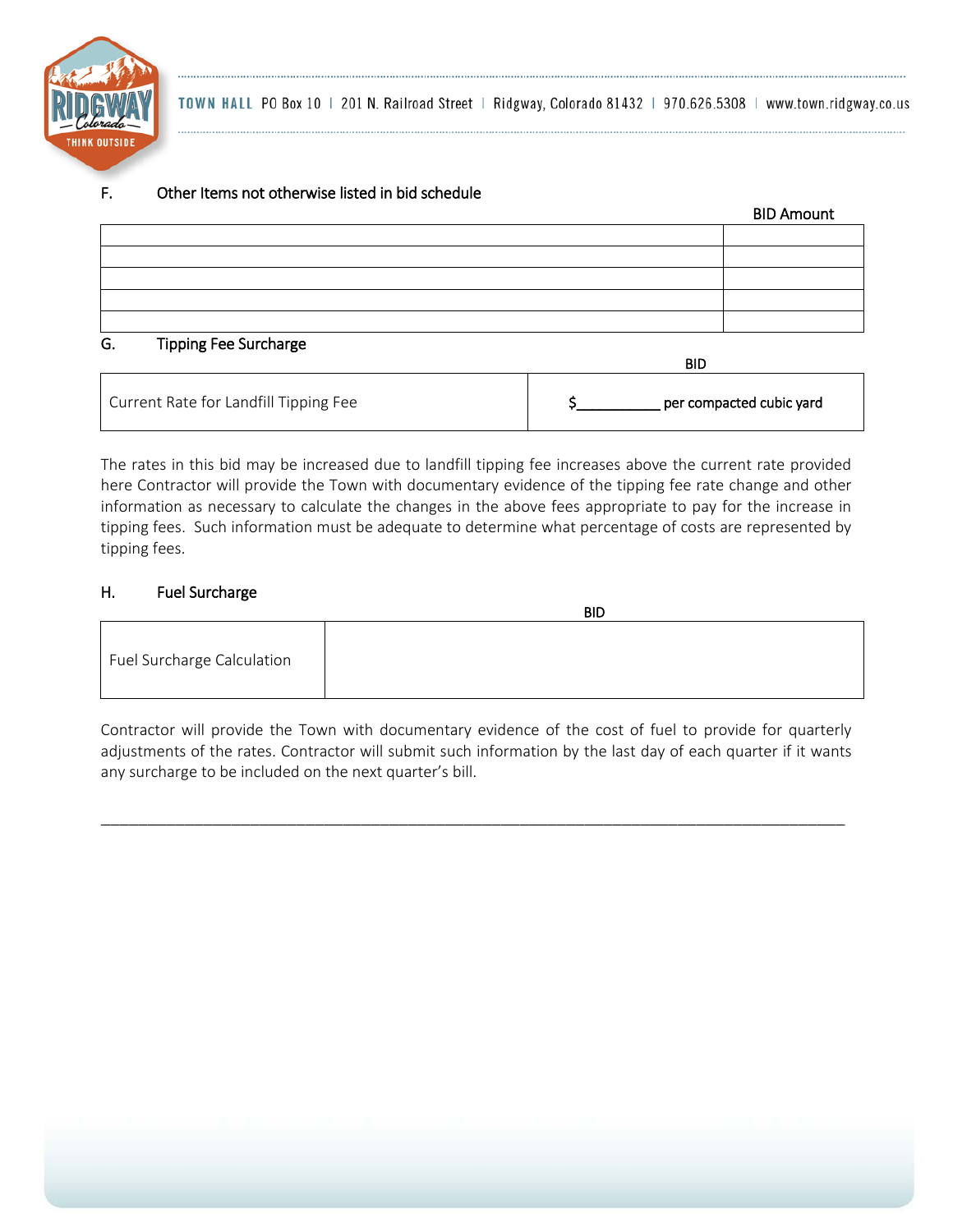F. Other Items not otherwise listed in bid schedule

| | BID Amount |
|---|---|
| | |
| | |
| | |
| | |
| | |

G. Tipping Fee Surcharge

| | BID |
|---|---|
| Current Rate for Landfill Tipping Fee | $__________ per compacted cubic yard |

The rates in this bid may be increased due to landfill tipping fee increases above the current rate provided here Contractor will provide the Town with documentary evidence of the tipping fee rate change and other information as necessary to calculate the changes in the above fees appropriate to pay for the increase in tipping fees. Such information must be adequate to determine what percentage of costs are represented by tipping fees.

H. Fuel Surcharge

| | BID |
|---|---|
| Fuel Surcharge Calculation | |

Contractor will provide the Town with documentary evidence of the cost of fuel to provide for quarterly adjustments of the rates. Contractor will submit such information by the last day of each quarter if it wants any surcharge to be included on the next quarter's bill.

_______________________________________________________________________________________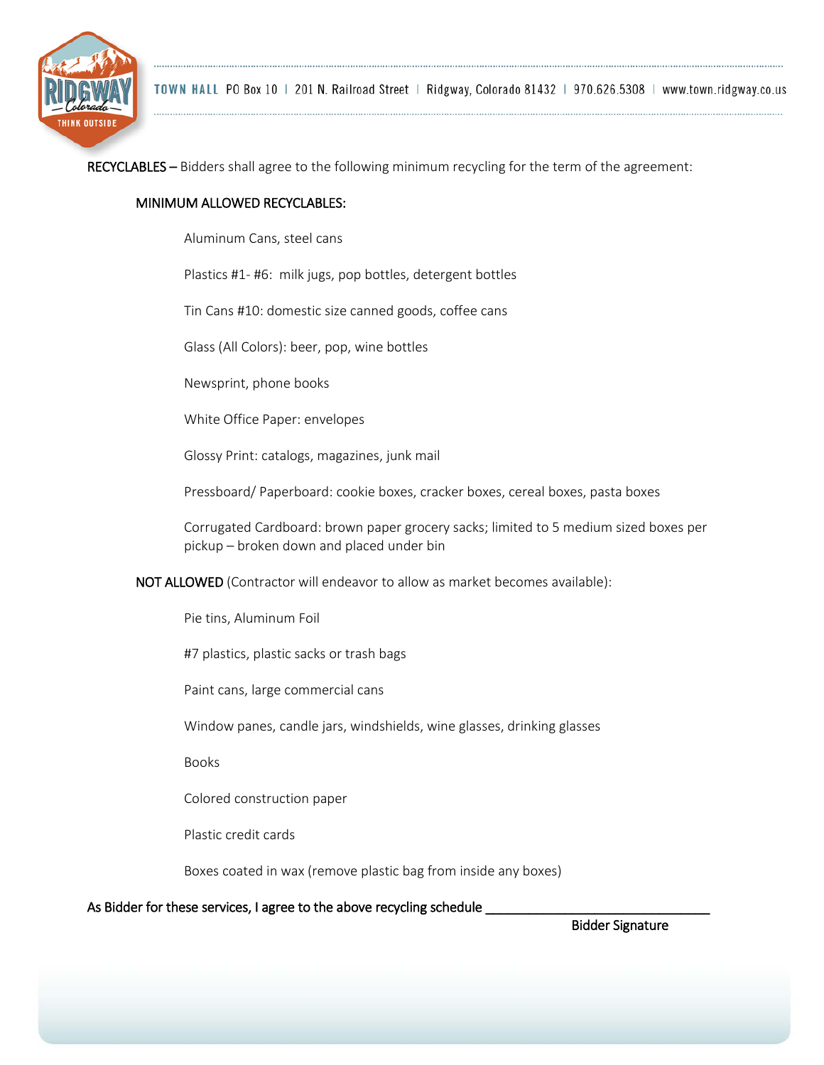**RECYCLABLES –** Bidders shall agree to the following minimum recycling for the term of the agreement:

**MINIMUM ALLOWED RECYCLABLES:**

Aluminum Cans, steel cans

Plastics #1- #6: milk jugs, pop bottles, detergent bottles

Tin Cans #10: domestic size canned goods, coffee cans

Glass (All Colors): beer, pop, wine bottles

Newsprint, phone books

White Office Paper: envelopes

Glossy Print: catalogs, magazines, junk mail

Pressboard/ Paperboard: cookie boxes, cracker boxes, cereal boxes, pasta boxes

Corrugated Cardboard: brown paper grocery sacks; limited to 5 medium sized boxes per pickup – broken down and placed under bin

**NOT ALLOWED** (Contractor will endeavor to allow as market becomes available):

Pie tins, Aluminum Foil

#7 plastics, plastic sacks or trash bags

Paint cans, large commercial cans

Window panes, candle jars, windshields, wine glasses, drinking glasses

Books

Colored construction paper

Plastic credit cards

Boxes coated in wax (remove plastic bag from inside any boxes)

As Bidder for these services, I agree to the above recycling schedule ______________________________

Bidder Signature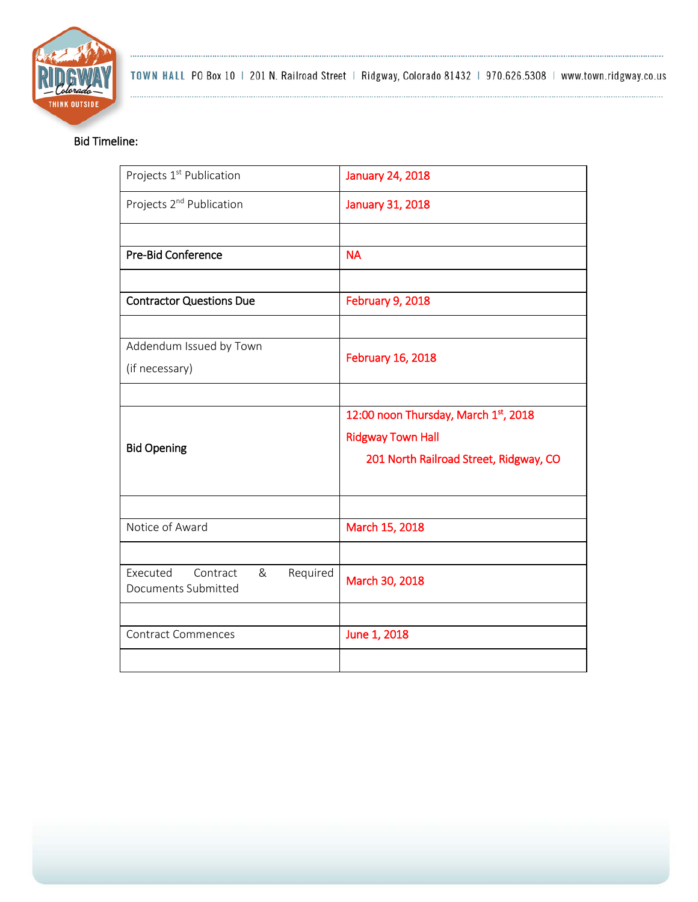Bid Timeline:

| | |
|---|---|
| Projects 1st Publication | January 24, 2018 |
| Projects 2nd Publication | January 31, 2018 |
| | |
| **Pre-Bid Conference** | NA |
| | |
| **Contractor Questions Due** | February 9, 2018 |
| | |
| Addendum Issued by Town (if necessary) | February 16, 2018 |
| | |
| **Bid Opening** | 12:00 noon Thursday, March 1st, 2018 Ridgway Town Hall 201 North Railroad Street, Ridgway, CO |
| | |
| Notice of Award | March 15, 2018 |
| | |
| Executed Contract & Required Documents Submitted | March 30, 2018 |
| | |
| Contract Commences | June 1, 2018 |
| | |